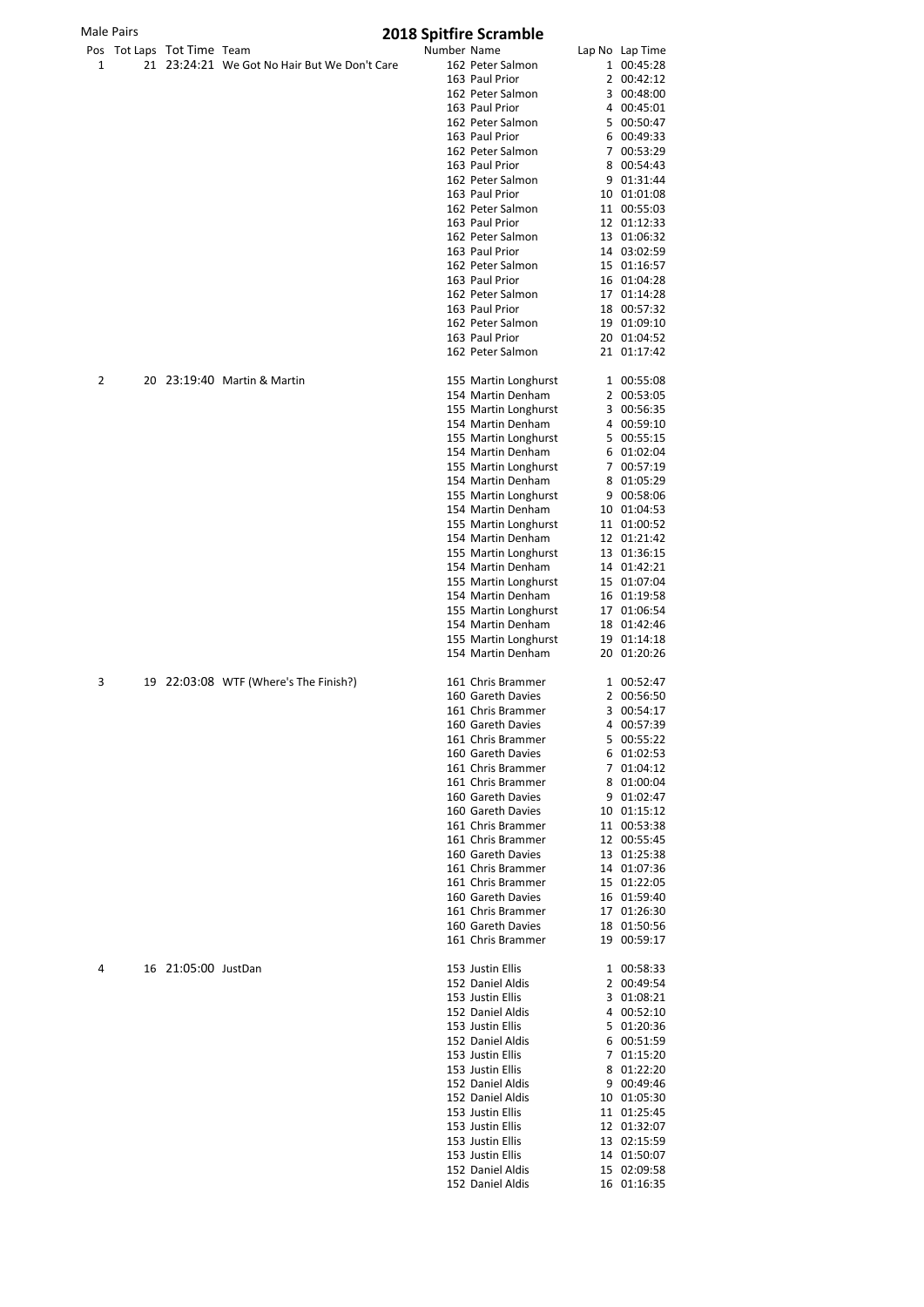Male Pairs

# 2018 Spitfire Scramble

| Pos | Tot Laps | Tot Time | Team | Number | Name | Lap No | Lap Time |
|---|---|---|---|---|---|---|---|
| 1 | 21 | 23:24:21 | We Got No Hair But We Don't Care | 162 | Peter Salmon | 1 | 00:45:28 |
| | | | | 163 | Paul Prior | 2 | 00:42:12 |
| | | | | 162 | Peter Salmon | 3 | 00:48:00 |
| | | | | 163 | Paul Prior | 4 | 00:45:01 |
| | | | | 162 | Peter Salmon | 5 | 00:50:47 |
| | | | | 163 | Paul Prior | 6 | 00:49:33 |
| | | | | 162 | Peter Salmon | 7 | 00:53:29 |
| | | | | 163 | Paul Prior | 8 | 00:54:43 |
| | | | | 162 | Peter Salmon | 9 | 01:31:44 |
| | | | | 163 | Paul Prior | 10 | 01:01:08 |
| | | | | 162 | Peter Salmon | 11 | 00:55:03 |
| | | | | 163 | Paul Prior | 12 | 01:12:33 |
| | | | | 162 | Peter Salmon | 13 | 01:06:32 |
| | | | | 163 | Paul Prior | 14 | 03:02:59 |
| | | | | 162 | Peter Salmon | 15 | 01:16:57 |
| | | | | 163 | Paul Prior | 16 | 01:04:28 |
| | | | | 162 | Peter Salmon | 17 | 01:14:28 |
| | | | | 163 | Paul Prior | 18 | 00:57:32 |
| | | | | 162 | Peter Salmon | 19 | 01:09:10 |
| | | | | 163 | Paul Prior | 20 | 01:04:52 |
| | | | | 162 | Peter Salmon | 21 | 01:17:42 |
| 2 | 20 | 23:19:40 | Martin & Martin | 155 | Martin Longhurst | 1 | 00:55:08 |
| | | | | 154 | Martin Denham | 2 | 00:53:05 |
| | | | | 155 | Martin Longhurst | 3 | 00:56:35 |
| | | | | 154 | Martin Denham | 4 | 00:59:10 |
| | | | | 155 | Martin Longhurst | 5 | 00:55:15 |
| | | | | 154 | Martin Denham | 6 | 01:02:04 |
| | | | | 155 | Martin Longhurst | 7 | 00:57:19 |
| | | | | 154 | Martin Denham | 8 | 01:05:29 |
| | | | | 155 | Martin Longhurst | 9 | 00:58:06 |
| | | | | 154 | Martin Denham | 10 | 01:04:53 |
| | | | | 155 | Martin Longhurst | 11 | 01:00:52 |
| | | | | 154 | Martin Denham | 12 | 01:21:42 |
| | | | | 155 | Martin Longhurst | 13 | 01:36:15 |
| | | | | 154 | Martin Denham | 14 | 01:42:21 |
| | | | | 155 | Martin Longhurst | 15 | 01:07:04 |
| | | | | 154 | Martin Denham | 16 | 01:19:58 |
| | | | | 155 | Martin Longhurst | 17 | 01:06:54 |
| | | | | 154 | Martin Denham | 18 | 01:42:46 |
| | | | | 155 | Martin Longhurst | 19 | 01:14:18 |
| | | | | 154 | Martin Denham | 20 | 01:20:26 |
| 3 | 19 | 22:03:08 | WTF (Where's The Finish?) | 161 | Chris Brammer | 1 | 00:52:47 |
| | | | | 160 | Gareth Davies | 2 | 00:56:50 |
| | | | | 161 | Chris Brammer | 3 | 00:54:17 |
| | | | | 160 | Gareth Davies | 4 | 00:57:39 |
| | | | | 161 | Chris Brammer | 5 | 00:55:22 |
| | | | | 160 | Gareth Davies | 6 | 01:02:53 |
| | | | | 161 | Chris Brammer | 7 | 01:04:12 |
| | | | | 161 | Chris Brammer | 8 | 01:00:04 |
| | | | | 160 | Gareth Davies | 9 | 01:02:47 |
| | | | | 160 | Gareth Davies | 10 | 01:15:12 |
| | | | | 161 | Chris Brammer | 11 | 00:53:38 |
| | | | | 161 | Chris Brammer | 12 | 00:55:45 |
| | | | | 160 | Gareth Davies | 13 | 01:25:38 |
| | | | | 161 | Chris Brammer | 14 | 01:07:36 |
| | | | | 161 | Chris Brammer | 15 | 01:22:05 |
| | | | | 160 | Gareth Davies | 16 | 01:59:40 |
| | | | | 161 | Chris Brammer | 17 | 01:26:30 |
| | | | | 160 | Gareth Davies | 18 | 01:50:56 |
| | | | | 161 | Chris Brammer | 19 | 00:59:17 |
| 4 | 16 | 21:05:00 | JustDan | 153 | Justin Ellis | 1 | 00:58:33 |
| | | | | 152 | Daniel Aldis | 2 | 00:49:54 |
| | | | | 153 | Justin Ellis | 3 | 01:08:21 |
| | | | | 152 | Daniel Aldis | 4 | 00:52:10 |
| | | | | 153 | Justin Ellis | 5 | 01:20:36 |
| | | | | 152 | Daniel Aldis | 6 | 00:51:59 |
| | | | | 153 | Justin Ellis | 7 | 01:15:20 |
| | | | | 153 | Justin Ellis | 8 | 01:22:20 |
| | | | | 152 | Daniel Aldis | 9 | 00:49:46 |
| | | | | 152 | Daniel Aldis | 10 | 01:05:30 |
| | | | | 153 | Justin Ellis | 11 | 01:25:45 |
| | | | | 153 | Justin Ellis | 12 | 01:32:07 |
| | | | | 153 | Justin Ellis | 13 | 02:15:59 |
| | | | | 153 | Justin Ellis | 14 | 01:50:07 |
| | | | | 152 | Daniel Aldis | 15 | 02:09:58 |
| | | | | 152 | Daniel Aldis | 16 | 01:16:35 |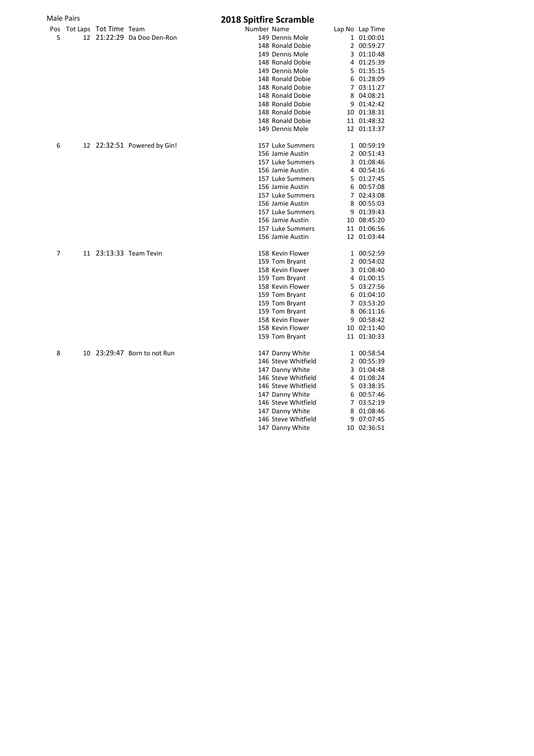Male Pairs

# 2018 Spitfire Scramble

| Pos | Tot Laps | Tot Time | Team | Number | Name | Lap No | Lap Time |
|---|---|---|---|---|---|---|---|
| 5 | 12 | 21:22:29 | Da Doo Den-Ron | 149 | Dennis Mole | 1 | 01:00:01 |
| | | | | 148 | Ronald Dobie | 2 | 00:59:27 |
| | | | | 149 | Dennis Mole | 3 | 01:10:48 |
| | | | | 148 | Ronald Dobie | 4 | 01:25:39 |
| | | | | 149 | Dennis Mole | 5 | 01:35:15 |
| | | | | 148 | Ronald Dobie | 6 | 01:28:09 |
| | | | | 148 | Ronald Dobie | 7 | 03:11:27 |
| | | | | 148 | Ronald Dobie | 8 | 04:08:21 |
| | | | | 148 | Ronald Dobie | 9 | 01:42:42 |
| | | | | 148 | Ronald Dobie | 10 | 01:38:31 |
| | | | | 148 | Ronald Dobie | 11 | 01:48:32 |
| | | | | 149 | Dennis Mole | 12 | 01:13:37 |
| 6 | 12 | 22:32:51 | Powered by Gin! | 157 | Luke Summers | 1 | 00:59:19 |
| | | | | 156 | Jamie Austin | 2 | 00:51:43 |
| | | | | 157 | Luke Summers | 3 | 01:08:46 |
| | | | | 156 | Jamie Austin | 4 | 00:54:16 |
| | | | | 157 | Luke Summers | 5 | 01:27:45 |
| | | | | 156 | Jamie Austin | 6 | 00:57:08 |
| | | | | 157 | Luke Summers | 7 | 02:43:08 |
| | | | | 156 | Jamie Austin | 8 | 00:55:03 |
| | | | | 157 | Luke Summers | 9 | 01:39:43 |
| | | | | 156 | Jamie Austin | 10 | 08:45:20 |
| | | | | 157 | Luke Summers | 11 | 01:06:56 |
| | | | | 156 | Jamie Austin | 12 | 01:03:44 |
| 7 | 11 | 23:13:33 | Team Tevin | 158 | Kevin Flower | 1 | 00:52:59 |
| | | | | 159 | Tom Bryant | 2 | 00:54:02 |
| | | | | 158 | Kevin Flower | 3 | 01:08:40 |
| | | | | 159 | Tom Bryant | 4 | 01:00:15 |
| | | | | 158 | Kevin Flower | 5 | 03:27:56 |
| | | | | 159 | Tom Bryant | 6 | 01:04:10 |
| | | | | 159 | Tom Bryant | 7 | 03:53:20 |
| | | | | 159 | Tom Bryant | 8 | 06:11:16 |
| | | | | 158 | Kevin Flower | 9 | 00:58:42 |
| | | | | 158 | Kevin Flower | 10 | 02:11:40 |
| | | | | 159 | Tom Bryant | 11 | 01:30:33 |
| 8 | 10 | 23:29:47 | Born to not Run | 147 | Danny White | 1 | 00:58:54 |
| | | | | 146 | Steve Whitfield | 2 | 00:55:39 |
| | | | | 147 | Danny White | 3 | 01:04:48 |
| | | | | 146 | Steve Whitfield | 4 | 01:08:24 |
| | | | | 146 | Steve Whitfield | 5 | 03:38:35 |
| | | | | 147 | Danny White | 6 | 00:57:46 |
| | | | | 146 | Steve Whitfield | 7 | 03:52:19 |
| | | | | 147 | Danny White | 8 | 01:08:46 |
| | | | | 146 | Steve Whitfield | 9 | 07:07:45 |
| | | | | 147 | Danny White | 10 | 02:36:51 |